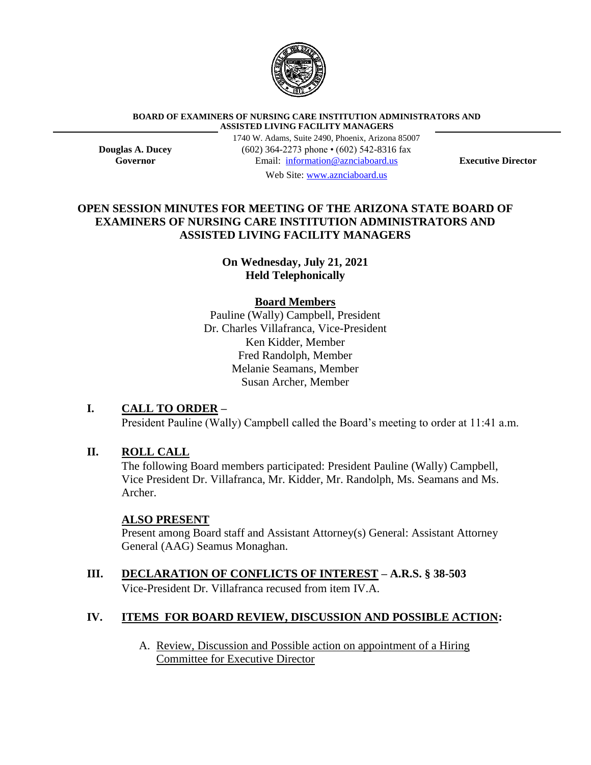**BOARD OF EXAMINERS OF NURSING CARE INSTITUTION ADMINISTRATORS AND ASSISTED LIVING FACILITY MANAGERS**

1740 W. Adams, Suite 2490, Phoenix, Arizona 85007
(602) 364-2273 phone • (602) 542-8316 fax
Email: information@aznciaboard.us
Web Site: www.aznciaboard.us

**Douglas A. Ducey**
**Governor**

**Executive Director**

## OPEN SESSION MINUTES FOR MEETING OF THE ARIZONA STATE BOARD OF EXAMINERS OF NURSING CARE INSTITUTION ADMINISTRATORS AND ASSISTED LIVING FACILITY MANAGERS

**On Wednesday, July 21, 2021**
**Held Telephonically**

**Board Members**

Pauline (Wally) Campbell, President
Dr. Charles Villafranca, Vice-President
Ken Kidder, Member
Fred Randolph, Member
Melanie Seamans, Member
Susan Archer, Member

### I. CALL TO ORDER –

President Pauline (Wally) Campbell called the Board's meeting to order at 11:41 a.m.

### II. ROLL CALL

The following Board members participated: President Pauline (Wally) Campbell, Vice President Dr. Villafranca, Mr. Kidder, Mr. Randolph, Ms. Seamans and Ms. Archer.

**ALSO PRESENT**

Present among Board staff and Assistant Attorney(s) General: Assistant Attorney General (AAG) Seamus Monaghan.

### III. DECLARATION OF CONFLICTS OF INTEREST – A.R.S. § 38-503

Vice-President Dr. Villafranca recused from item IV.A.

### IV. ITEMS FOR BOARD REVIEW, DISCUSSION AND POSSIBLE ACTION:

A. Review, Discussion and Possible action on appointment of a Hiring Committee for Executive Director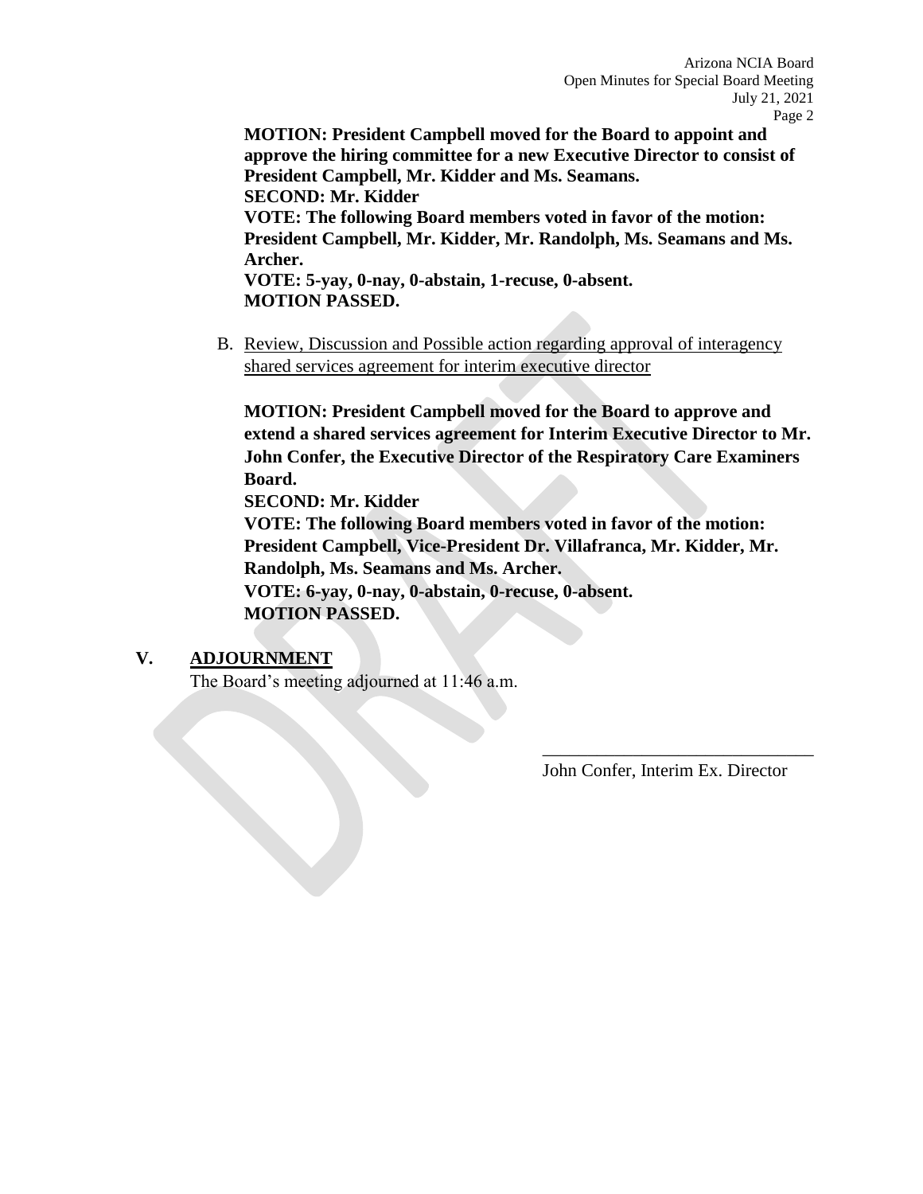**MOTION: President Campbell moved for the Board to appoint and approve the hiring committee for a new Executive Director to consist of President Campbell, Mr. Kidder and Ms. Seamans.**
**SECOND: Mr. Kidder**
**VOTE: The following Board members voted in favor of the motion: President Campbell, Mr. Kidder, Mr. Randolph, Ms. Seamans and Ms. Archer.**
**VOTE: 5-yay, 0-nay, 0-abstain, 1-recuse, 0-absent.**
**MOTION PASSED.**

B. Review, Discussion and Possible action regarding approval of interagency shared services agreement for interim executive director

**MOTION: President Campbell moved for the Board to approve and extend a shared services agreement for Interim Executive Director to Mr. John Confer, the Executive Director of the Respiratory Care Examiners Board.**
**SECOND: Mr. Kidder**
**VOTE: The following Board members voted in favor of the motion: President Campbell, Vice-President Dr. Villafranca, Mr. Kidder, Mr. Randolph, Ms. Seamans and Ms. Archer.**
**VOTE: 6-yay, 0-nay, 0-abstain, 0-recuse, 0-absent.**
**MOTION PASSED.**

## V. ADJOURNMENT

The Board's meeting adjourned at 11:46 a.m.

\_\_\_\_\_\_\_\_\_\_\_\_\_\_\_\_\_\_\_\_\_\_\_\_\_\_\_\_\_\_
John Confer, Interim Ex. Director

DRAFT